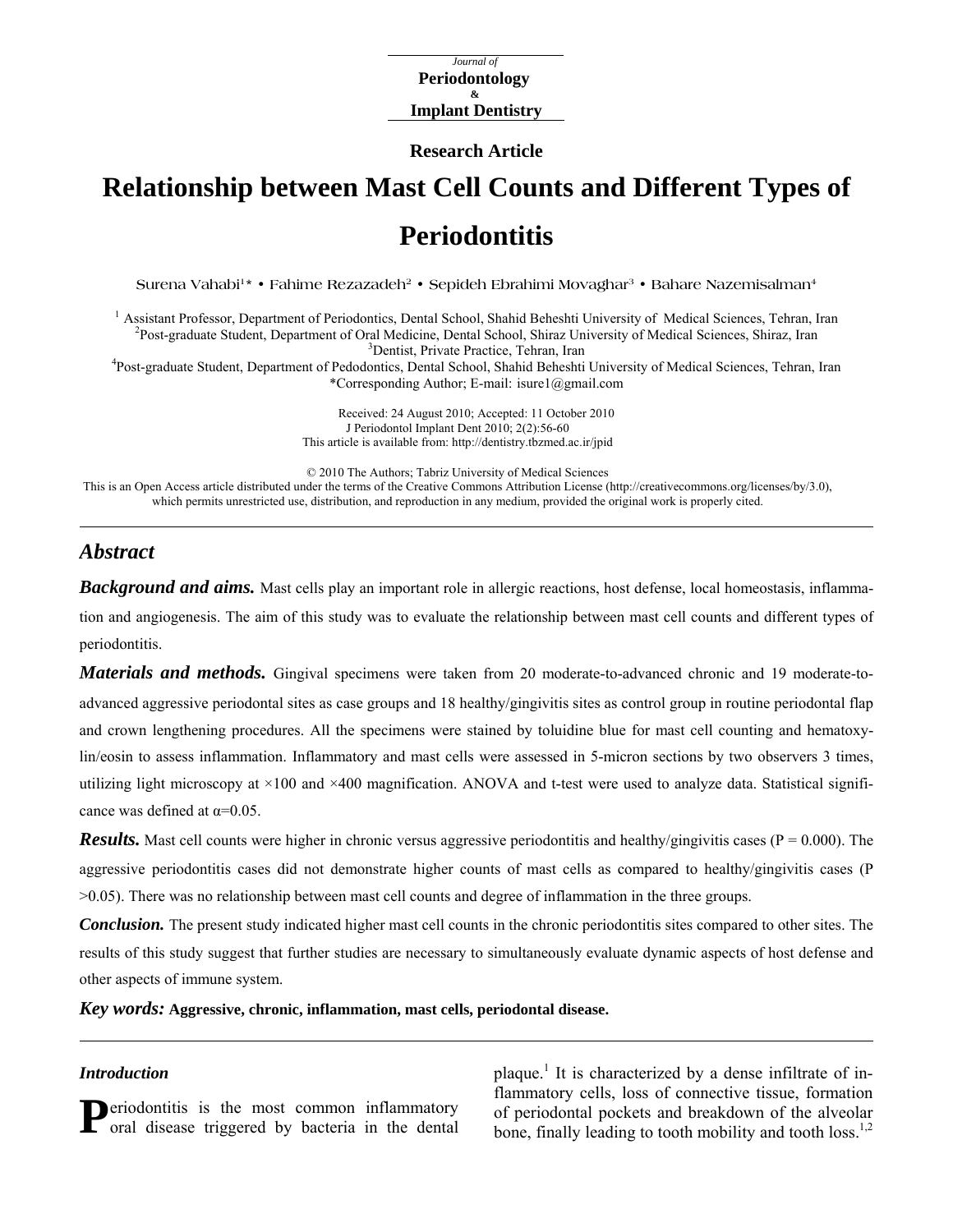Journal of
**Periodontology**
&
**Implant Dentistry**

**Research Article**

# Relationship between Mast Cell Counts and Different Types of Periodontitis

Surena Vahabi[1]* • Fahime Rezazadeh[2] • Sepideh Ebrahimi Movaghar[3] • Bahare Nazemisalman[4]

[1] Assistant Professor, Department of Periodontics, Dental School, Shahid Beheshti University of Medical Sciences, Tehran, Iran
[2] Post-graduate Student, Department of Oral Medicine, Dental School, Shiraz University of Medical Sciences, Shiraz, Iran
[3] Dentist, Private Practice, Tehran, Iran
[4] Post-graduate Student, Department of Pedodontics, Dental School, Shahid Beheshti University of Medical Sciences, Tehran, Iran
*Corresponding Author; E-mail: isure1@gmail.com

Received: 24 August 2010; Accepted: 11 October 2010
J Periodontol Implant Dent 2010; 2(2):56-60
This article is available from: http://dentistry.tbzmed.ac.ir/jpid

© 2010 The Authors; Tabriz University of Medical Sciences
This is an Open Access article distributed under the terms of the Creative Commons Attribution License (http://creativecommons.org/licenses/by/3.0), which permits unrestricted use, distribution, and reproduction in any medium, provided the original work is properly cited.

## Abstract

***Background and aims.*** Mast cells play an important role in allergic reactions, host defense, local homeostasis, inflammation and angiogenesis. The aim of this study was to evaluate the relationship between mast cell counts and different types of periodontitis.

***Materials and methods.*** Gingival specimens were taken from 20 moderate-to-advanced chronic and 19 moderate-to-advanced aggressive periodontal sites as case groups and 18 healthy/gingivitis sites as control group in routine periodontal flap and crown lengthening procedures. All the specimens were stained by toluidine blue for mast cell counting and hematoxylin/eosin to assess inflammation. Inflammatory and mast cells were assessed in 5-micron sections by two observers 3 times, utilizing light microscopy at ×100 and ×400 magnification. ANOVA and t-test were used to analyze data. Statistical significance was defined at $\alpha$=0.05.

***Results.*** Mast cell counts were higher in chronic versus aggressive periodontitis and healthy/gingivitis cases ($P = 0.000$). The aggressive periodontitis cases did not demonstrate higher counts of mast cells as compared to healthy/gingivitis cases ($P > 0.05$). There was no relationship between mast cell counts and degree of inflammation in the three groups.

***Conclusion.*** The present study indicated higher mast cell counts in the chronic periodontitis sites compared to other sites. The results of this study suggest that further studies are necessary to simultaneously evaluate dynamic aspects of host defense and other aspects of immune system.

***Key words:*** **Aggressive, chronic, inflammation, mast cells, periodontal disease.**

### Introduction

Periodontitis is the most common inflammatory oral disease triggered by bacteria in the dental plaque.[1] It is characterized by a dense infiltrate of inflammatory cells, loss of connective tissue, formation of periodontal pockets and breakdown of the alveolar bone, finally leading to tooth mobility and tooth loss.[1,2]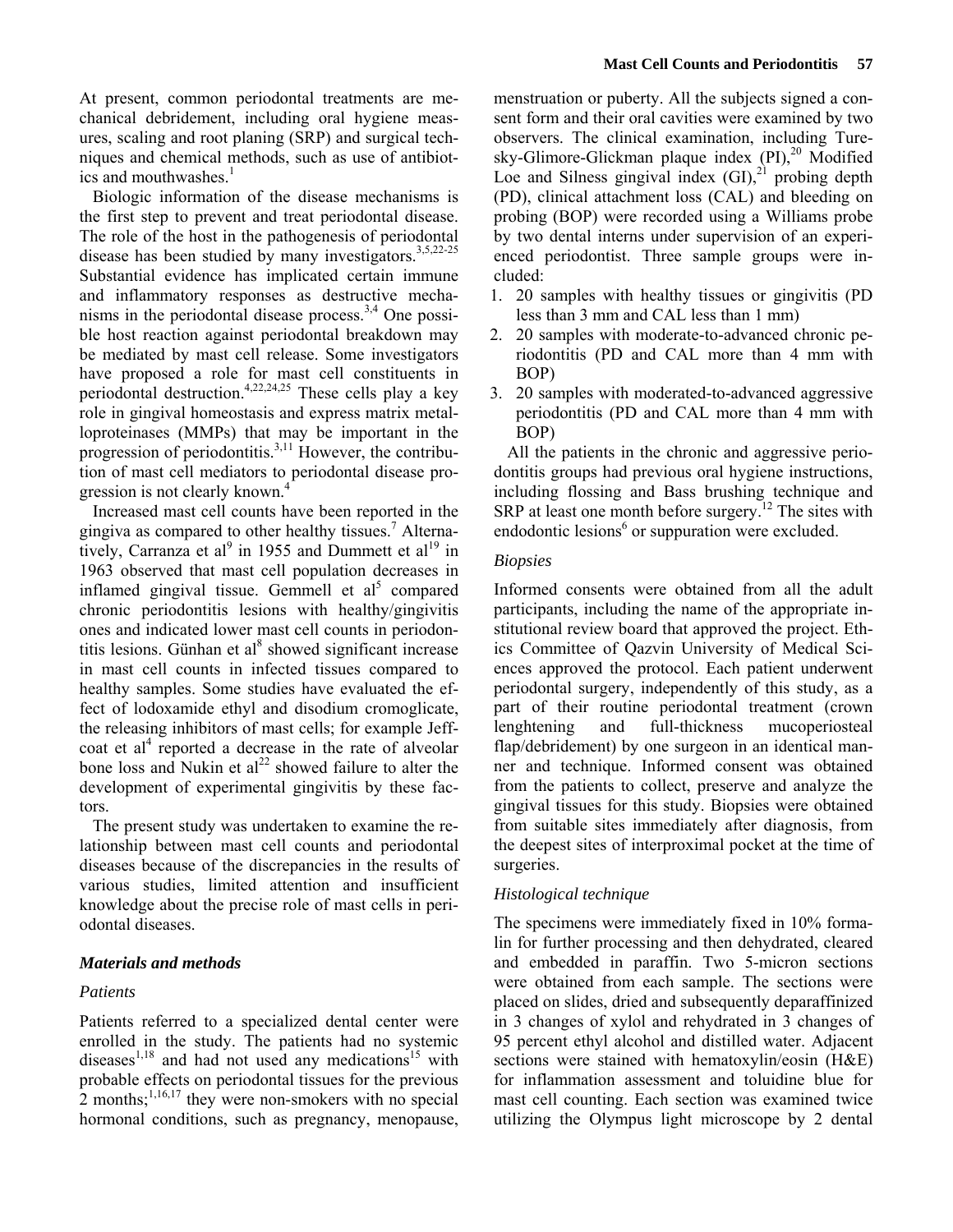At present, common periodontal treatments are mechanical debridement, including oral hygiene measures, scaling and root planing (SRP) and surgical techniques and chemical methods, such as use of antibiotics and mouthwashes.[1]

Biologic information of the disease mechanisms is the first step to prevent and treat periodontal disease. The role of the host in the pathogenesis of periodontal disease has been studied by many investigators.[3,5,22-25] Substantial evidence has implicated certain immune and inflammatory responses as destructive mechanisms in the periodontal disease process.[3,4] One possible host reaction against periodontal breakdown may be mediated by mast cell release. Some investigators have proposed a role for mast cell constituents in periodontal destruction.[4,22,24,25] These cells play a key role in gingival homeostasis and express matrix metalloproteinases (MMPs) that may be important in the progression of periodontitis.[3,11] However, the contribution of mast cell mediators to periodontal disease progression is not clearly known.[4]

Increased mast cell counts have been reported in the gingiva as compared to other healthy tissues.[7] Alternatively, Carranza et al[9] in 1955 and Dummett et al[19] in 1963 observed that mast cell population decreases in inflamed gingival tissue. Gemmell et al[5] compared chronic periodontitis lesions with healthy/gingivitis ones and indicated lower mast cell counts in periodontitis lesions. Günhan et al[8] showed significant increase in mast cell counts in infected tissues compared to healthy samples. Some studies have evaluated the effect of lodoxamide ethyl and disodium cromoglicate, the releasing inhibitors of mast cells; for example Jeffcoat et al[4] reported a decrease in the rate of alveolar bone loss and Nukin et al[22] showed failure to alter the development of experimental gingivitis by these factors.

The present study was undertaken to examine the relationship between mast cell counts and periodontal diseases because of the discrepancies in the results of various studies, limited attention and insufficient knowledge about the precise role of mast cells in periodontal diseases.

## Materials and methods

### Patients

Patients referred to a specialized dental center were enrolled in the study. The patients had no systemic diseases[1,18] and had not used any medications[15] with probable effects on periodontal tissues for the previous 2 months;[1,16,17] they were non-smokers with no special hormonal conditions, such as pregnancy, menopause, menstruation or puberty. All the subjects signed a consent form and their oral cavities were examined by two observers. The clinical examination, including Turesky-Glimore-Glickman plaque index (PI),[20] Modified Loe and Silness gingival index (GI),[21] probing depth (PD), clinical attachment loss (CAL) and bleeding on probing (BOP) were recorded using a Williams probe by two dental interns under supervision of an experienced periodontist. Three sample groups were included:

1. 20 samples with healthy tissues or gingivitis (PD less than 3 mm and CAL less than 1 mm)
2. 20 samples with moderate-to-advanced chronic periodontitis (PD and CAL more than 4 mm with BOP)
3. 20 samples with moderated-to-advanced aggressive periodontitis (PD and CAL more than 4 mm with BOP)

All the patients in the chronic and aggressive periodontitis groups had previous oral hygiene instructions, including flossing and Bass brushing technique and SRP at least one month before surgery.[12] The sites with endodontic lesions[6] or suppuration were excluded.

### Biopsies

Informed consents were obtained from all the adult participants, including the name of the appropriate institutional review board that approved the project. Ethics Committee of Qazvin University of Medical Sciences approved the protocol. Each patient underwent periodontal surgery, independently of this study, as a part of their routine periodontal treatment (crown lenghtening and full-thickness mucoperiosteal flap/debridement) by one surgeon in an identical manner and technique. Informed consent was obtained from the patients to collect, preserve and analyze the gingival tissues for this study. Biopsies were obtained from suitable sites immediately after diagnosis, from the deepest sites of interproximal pocket at the time of surgeries.

### Histological technique

The specimens were immediately fixed in 10% formalin for further processing and then dehydrated, cleared and embedded in paraffin. Two 5-micron sections were obtained from each sample. The sections were placed on slides, dried and subsequently deparaffinized in 3 changes of xylol and rehydrated in 3 changes of 95 percent ethyl alcohol and distilled water. Adjacent sections were stained with hematoxylin/eosin (H&E) for inflammation assessment and toluidine blue for mast cell counting. Each section was examined twice utilizing the Olympus light microscope by 2 dental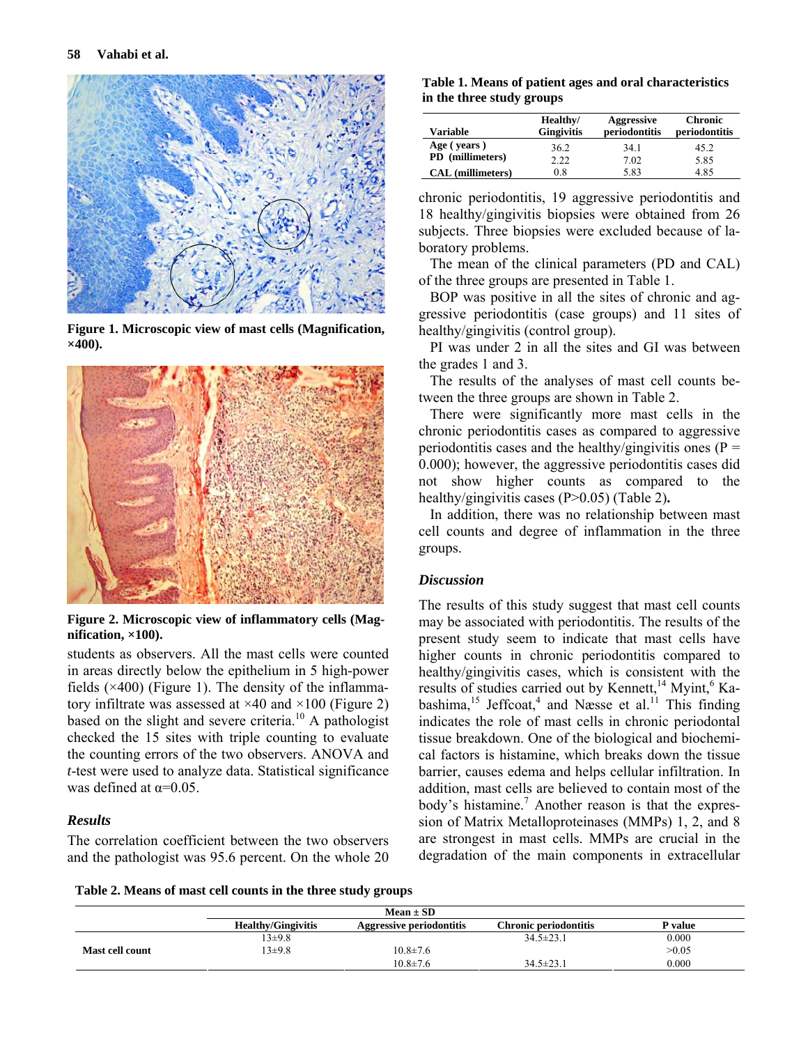Figure 1. Microscopic view of mast cells (Magnification, ×400).

Figure 2. Microscopic view of inflammatory cells (Magnification, ×100).

students as observers. All the mast cells were counted in areas directly below the epithelium in 5 high-power fields (×400) (Figure 1). The density of the inflammatory infiltrate was assessed at ×40 and ×100 (Figure 2) based on the slight and severe criteria.[10] A pathologist checked the 15 sites with triple counting to evaluate the counting errors of the two observers. ANOVA and *t*-test were used to analyze data. Statistical significance was defined at α=0.05.

### *Results*

The correlation coefficient between the two observers and the pathologist was 95.6 percent. On the whole 20 chronic periodontitis, 19 aggressive periodontitis and 18 healthy/gingivitis biopsies were obtained from 26 subjects. Three biopsies were excluded because of laboratory problems.

**Table 1. Means of patient ages and oral characteristics in the three study groups**

| Variable | Healthy/ Gingivitis | Aggressive periodontitis | Chronic periodontitis |
|---|---|---|---|
| Age ( years ) | 36.2 | 34.1 | 45.2 |
| PD (millimeters) | 2.22 | 7.02 | 5.85 |
| CAL (millimeters) | 0.8 | 5.83 | 4.85 |

The mean of the clinical parameters (PD and CAL) of the three groups are presented in Table 1.

BOP was positive in all the sites of chronic and aggressive periodontitis (case groups) and 11 sites of healthy/gingivitis (control group).

PI was under 2 in all the sites and GI was between the grades 1 and 3.

The results of the analyses of mast cell counts between the three groups are shown in Table 2.

There were significantly more mast cells in the chronic periodontitis cases as compared to aggressive periodontitis cases and the healthy/gingivitis ones (P = 0.000); however, the aggressive periodontitis cases did not show higher counts as compared to the healthy/gingivitis cases (P>0.05) (Table 2**).**

In addition, there was no relationship between mast cell counts and degree of inflammation in the three groups.

### *Discussion*

The results of this study suggest that mast cell counts may be associated with periodontitis. The results of the present study seem to indicate that mast cells have higher counts in chronic periodontitis compared to healthy/gingivitis cases, which is consistent with the results of studies carried out by Kennett,[14] Myint,[6] Kabashima,[15] Jeffcoat,[4] and Næsse et al.[11] This finding indicates the role of mast cells in chronic periodontal tissue breakdown. One of the biological and biochemical factors is histamine, which breaks down the tissue barrier, causes edema and helps cellular infiltration. In addition, mast cells are believed to contain most of the body's histamine.[7] Another reason is that the expression of Matrix Metalloproteinases (MMPs) 1, 2, and 8 are strongest in mast cells. MMPs are crucial in the degradation of the main components in extracellular

**Table 2. Means of mast cell counts in the three study groups**

| | Mean ± SD | | | |
|---|---|---|---|---|
| | Healthy/Gingivitis | Aggressive periodontitis | Chronic periodontitis | P value |
| Mast cell count | 13±9.8 | | 34.5±23.1 | 0.000 |
| | 13±9.8 | 10.8±7.6 | | >0.05 |
| | | 10.8±7.6 | 34.5±23.1 | 0.000 |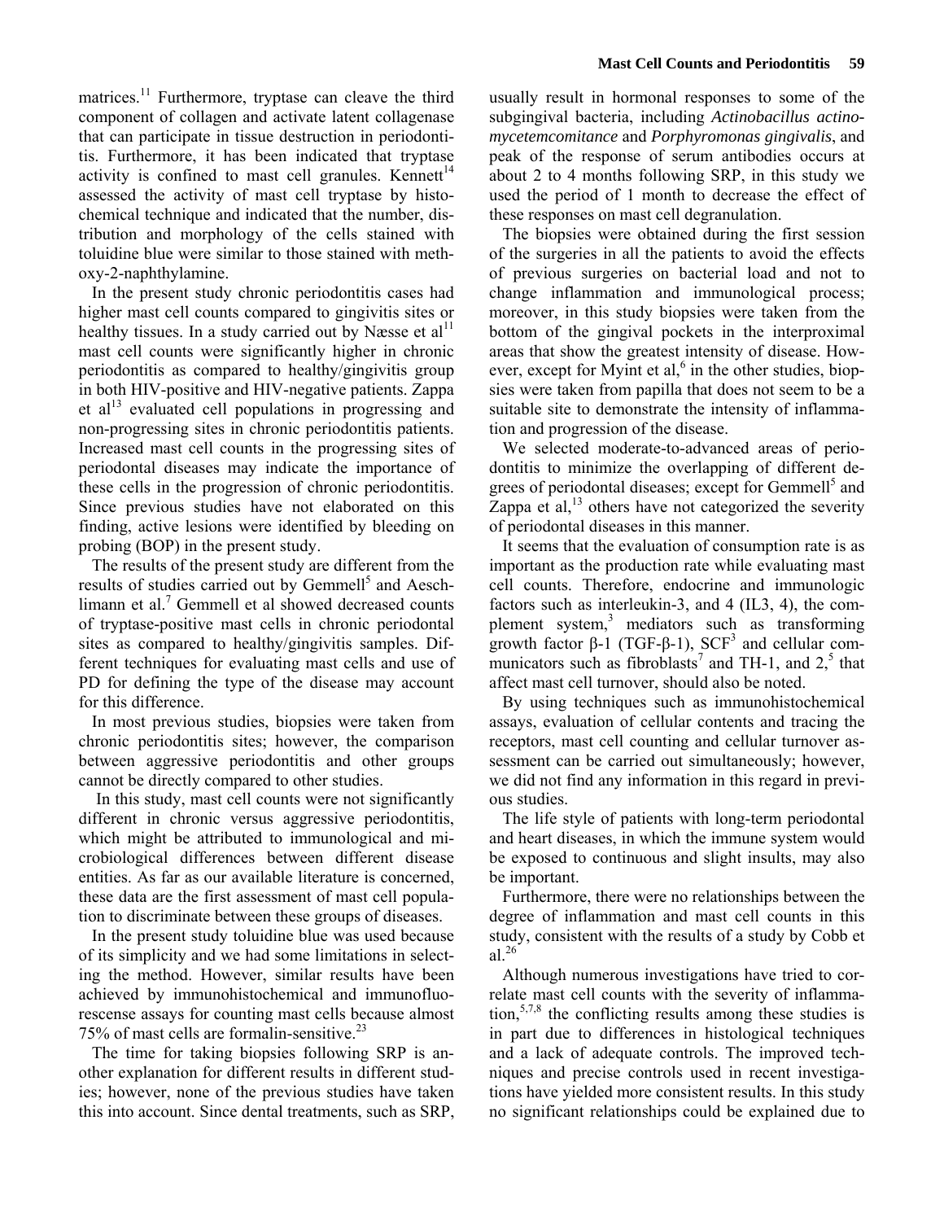matrices.[11] Furthermore, tryptase can cleave the third component of collagen and activate latent collagenase that can participate in tissue destruction in periodontitis. Furthermore, it has been indicated that tryptase activity is confined to mast cell granules. Kennett[14] assessed the activity of mast cell tryptase by histochemical technique and indicated that the number, distribution and morphology of the cells stained with toluidine blue were similar to those stained with methoxy-2-naphthylamine.

In the present study chronic periodontitis cases had higher mast cell counts compared to gingivitis sites or healthy tissues. In a study carried out by Næsse et al[11] mast cell counts were significantly higher in chronic periodontitis as compared to healthy/gingivitis group in both HIV-positive and HIV-negative patients. Zappa et al[13] evaluated cell populations in progressing and non-progressing sites in chronic periodontitis patients. Increased mast cell counts in the progressing sites of periodontal diseases may indicate the importance of these cells in the progression of chronic periodontitis. Since previous studies have not elaborated on this finding, active lesions were identified by bleeding on probing (BOP) in the present study.

The results of the present study are different from the results of studies carried out by Gemmell[5] and Aeschlimann et al.[7] Gemmell et al showed decreased counts of tryptase-positive mast cells in chronic periodontal sites as compared to healthy/gingivitis samples. Different techniques for evaluating mast cells and use of PD for defining the type of the disease may account for this difference.

In most previous studies, biopsies were taken from chronic periodontitis sites; however, the comparison between aggressive periodontitis and other groups cannot be directly compared to other studies.

In this study, mast cell counts were not significantly different in chronic versus aggressive periodontitis, which might be attributed to immunological and microbiological differences between different disease entities. As far as our available literature is concerned, these data are the first assessment of mast cell population to discriminate between these groups of diseases.

In the present study toluidine blue was used because of its simplicity and we had some limitations in selecting the method. However, similar results have been achieved by immunohistochemical and immunofluorescense assays for counting mast cells because almost 75% of mast cells are formalin-sensitive.[23]

The time for taking biopsies following SRP is another explanation for different results in different studies; however, none of the previous studies have taken this into account. Since dental treatments, such as SRP, usually result in hormonal responses to some of the subgingival bacteria, including *Actinobacillus actinomycetemcomitance* and *Porphyromonas gingivalis*, and peak of the response of serum antibodies occurs at about 2 to 4 months following SRP, in this study we used the period of 1 month to decrease the effect of these responses on mast cell degranulation.

The biopsies were obtained during the first session of the surgeries in all the patients to avoid the effects of previous surgeries on bacterial load and not to change inflammation and immunological process; moreover, in this study biopsies were taken from the bottom of the gingival pockets in the interproximal areas that show the greatest intensity of disease. However, except for Myint et al,[6] in the other studies, biopsies were taken from papilla that does not seem to be a suitable site to demonstrate the intensity of inflammation and progression of the disease.

We selected moderate-to-advanced areas of periodontitis to minimize the overlapping of different degrees of periodontal diseases; except for Gemmell[5] and Zappa et al,[13] others have not categorized the severity of periodontal diseases in this manner.

It seems that the evaluation of consumption rate is as important as the production rate while evaluating mast cell counts. Therefore, endocrine and immunologic factors such as interleukin-3, and 4 (IL3, 4), the complement system,[3] mediators such as transforming growth factor β-1 (TGF-β-1), SCF[3] and cellular communicators such as fibroblasts[7] and TH-1, and 2,[5] that affect mast cell turnover, should also be noted.

By using techniques such as immunohistochemical assays, evaluation of cellular contents and tracing the receptors, mast cell counting and cellular turnover assessment can be carried out simultaneously; however, we did not find any information in this regard in previous studies.

The life style of patients with long-term periodontal and heart diseases, in which the immune system would be exposed to continuous and slight insults, may also be important.

Furthermore, there were no relationships between the degree of inflammation and mast cell counts in this study, consistent with the results of a study by Cobb et al.[26]

Although numerous investigations have tried to correlate mast cell counts with the severity of inflammation,[5,7,8] the conflicting results among these studies is in part due to differences in histological techniques and a lack of adequate controls. The improved techniques and precise controls used in recent investigations have yielded more consistent results. In this study no significant relationships could be explained due to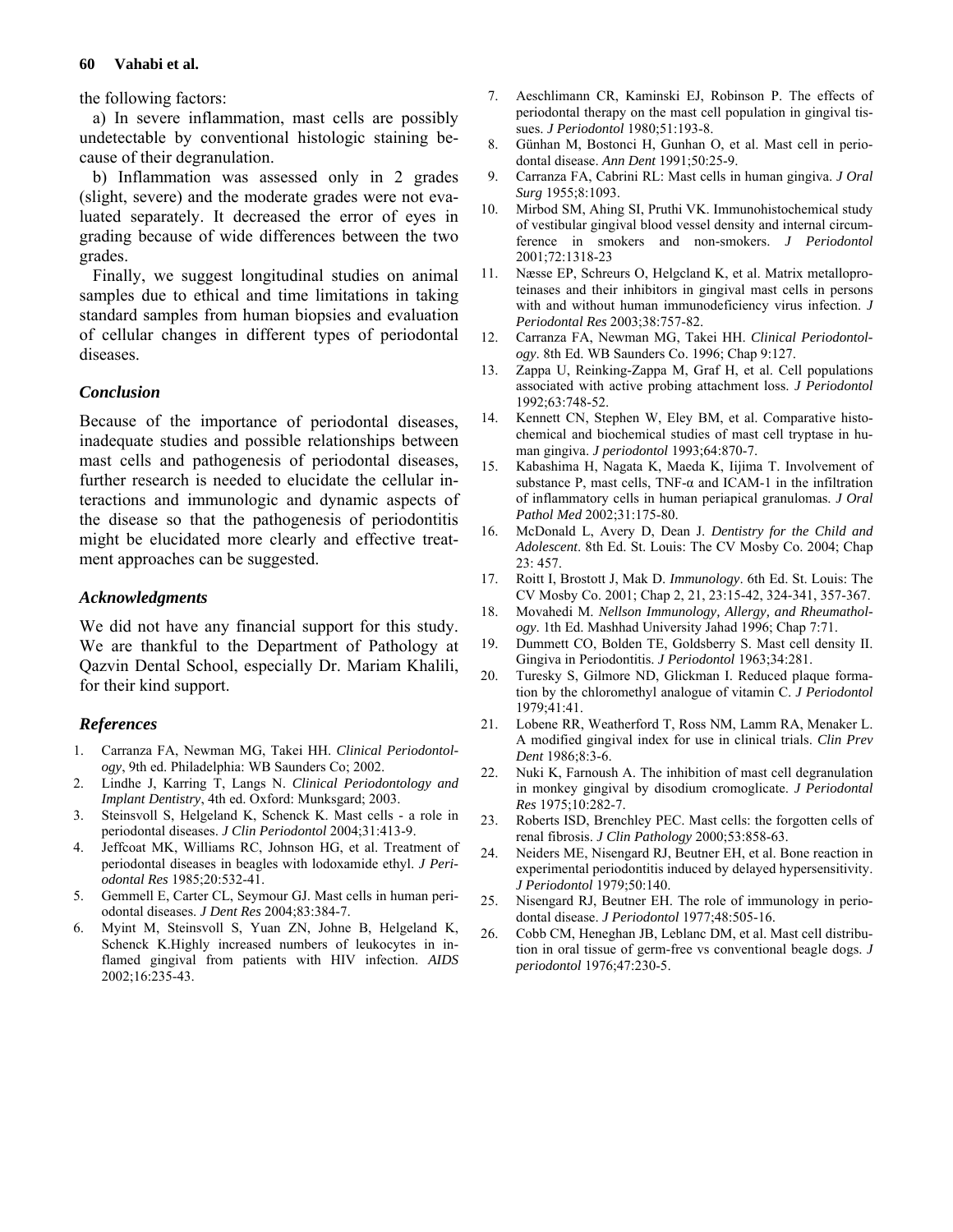the following factors:

a) In severe inflammation, mast cells are possibly undetectable by conventional histologic staining because of their degranulation.

b) Inflammation was assessed only in 2 grades (slight, severe) and the moderate grades were not evaluated separately. It decreased the error of eyes in grading because of wide differences between the two grades.

Finally, we suggest longitudinal studies on animal samples due to ethical and time limitations in taking standard samples from human biopsies and evaluation of cellular changes in different types of periodontal diseases.

### *Conclusion*

Because of the importance of periodontal diseases, inadequate studies and possible relationships between mast cells and pathogenesis of periodontal diseases, further research is needed to elucidate the cellular interactions and immunologic and dynamic aspects of the disease so that the pathogenesis of periodontitis might be elucidated more clearly and effective treatment approaches can be suggested.

### *Acknowledgments*

We did not have any financial support for this study. We are thankful to the Department of Pathology at Qazvin Dental School, especially Dr. Mariam Khalili, for their kind support.

### *References*

1. Carranza FA, Newman MG, Takei HH. *Clinical Periodontology*, 9th ed. Philadelphia: WB Saunders Co; 2002.
2. Lindhe J, Karring T, Langs N. *Clinical Periodontology and Implant Dentistry*, 4th ed. Oxford: Munksgard; 2003.
3. Steinsvoll S, Helgeland K, Schenck K. Mast cells - a role in periodontal diseases. *J Clin Periodontol* 2004;31:413-9.
4. Jeffcoat MK, Williams RC, Johnson HG, et al. Treatment of periodontal diseases in beagles with lodoxamide ethyl. *J Periodontal Res* 1985;20:532-41.
5. Gemmell E, Carter CL, Seymour GJ. Mast cells in human periodontal diseases. *J Dent Res* 2004;83:384-7.
6. Myint M, Steinsvoll S, Yuan ZN, Johne B, Helgeland K, Schenck K.Highly increased numbers of leukocytes in inflamed gingival from patients with HIV infection. *AIDS* 2002;16:235-43.
7. Aeschlimann CR, Kaminski EJ, Robinson P. The effects of periodontal therapy on the mast cell population in gingival tissues. *J Periodontol* 1980;51:193-8.
8. Günhan M, Bostonci H, Gunhan O, et al. Mast cell in periodontal disease. *Ann Dent* 1991;50:25-9.
9. Carranza FA, Cabrini RL: Mast cells in human gingiva. *J Oral Surg* 1955;8:1093.
10. Mirbod SM, Ahing SI, Pruthi VK. Immunohistochemical study of vestibular gingival blood vessel density and internal circumference in smokers and non-smokers. *J Periodontol* 2001;72:1318-23
11. Næsse EP, Schreurs O, Helgcland K, et al. Matrix metalloproteinases and their inhibitors in gingival mast cells in persons with and without human immunodeficiency virus infection. *J Periodontal Res* 2003;38:757-82.
12. Carranza FA, Newman MG, Takei HH. *Clinical Periodontology*. 8th Ed. WB Saunders Co. 1996; Chap 9:127.
13. Zappa U, Reinking-Zappa M, Graf H, et al. Cell populations associated with active probing attachment loss. *J Periodontol* 1992;63:748-52.
14. Kennett CN, Stephen W, Eley BM, et al. Comparative histochemical and biochemical studies of mast cell tryptase in human gingiva. *J periodontol* 1993;64:870-7.
15. Kabashima H, Nagata K, Maeda K, Iijima T. Involvement of substance P, mast cells, TNF-α and ICAM-1 in the infiltration of inflammatory cells in human periapical granulomas. *J Oral Pathol Med* 2002;31:175-80.
16. McDonald L, Avery D, Dean J. *Dentistry for the Child and Adolescent*. 8th Ed. St. Louis: The CV Mosby Co. 2004; Chap 23: 457.
17. Roitt I, Brostott J, Mak D. *Immunology*. 6th Ed. St. Louis: The CV Mosby Co. 2001; Chap 2, 21, 23:15-42, 324-341, 357-367.
18. Movahedi M. *Nellson Immunology, Allergy, and Rheumathology*. 1th Ed. Mashhad University Jahad 1996; Chap 7:71.
19. Dummett CO, Bolden TE, Goldsberry S. Mast cell density II. Gingiva in Periodontitis. *J Periodontol* 1963;34:281.
20. Turesky S, Gilmore ND, Glickman I. Reduced plaque formation by the chloromethyl analogue of vitamin C. *J Periodontol* 1979;41:41.
21. Lobene RR, Weatherford T, Ross NM, Lamm RA, Menaker L. A modified gingival index for use in clinical trials. *Clin Prev Dent* 1986;8:3-6.
22. Nuki K, Farnoush A. The inhibition of mast cell degranulation in monkey gingival by disodium cromoglicate. *J Periodontal Res* 1975;10:282-7.
23. Roberts ISD, Brenchley PEC. Mast cells: the forgotten cells of renal fibrosis. *J Clin Pathology* 2000;53:858-63.
24. Neiders ME, Nisengard RJ, Beutner EH, et al. Bone reaction in experimental periodontitis induced by delayed hypersensitivity. *J Periodontol* 1979;50:140.
25. Nisengard RJ, Beutner EH. The role of immunology in periodontal disease. *J Periodontol* 1977;48:505-16.
26. Cobb CM, Heneghan JB, Leblanc DM, et al. Mast cell distribution in oral tissue of germ-free vs conventional beagle dogs. *J periodontol* 1976;47:230-5.